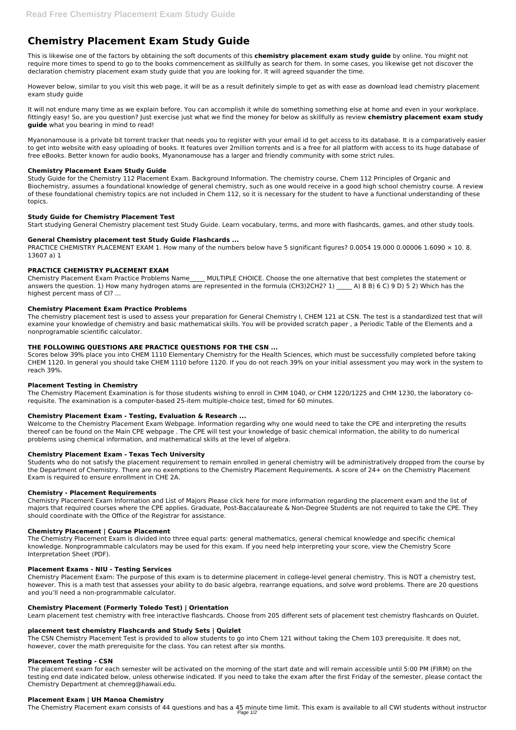# Chemistry Placement Exam Study Guide

This is likewise one of the factors by obtaining the soft documents of this **chemistry placement exam study guide** by online. You might not require more times to spend to go to the books commencement as skillfully as search for them. In some cases, you likewise get not discover the declaration chemistry placement exam study guide that you are looking for. It will agreed squander the time.

However below, similar to you visit this web page, it will be as a result definitely simple to get as with ease as download lead chemistry placement exam study guide

It will not endure many time as we explain before. You can accomplish it while do something something else at home and even in your workplace. fittingly easy! So, are you question? Just exercise just what we find the money for below as skillfully as review **chemistry placement exam study guide** what you bearing in mind to read!

Myanonamouse is a private bit torrent tracker that needs you to register with your email id to get access to its database. It is a comparatively easier to get into website with easy uploading of books. It features over 2million torrents and is a free for all platform with access to its huge database of free eBooks. Better known for audio books, Myanonamouse has a larger and friendly community with some strict rules.

### Chemistry Placement Exam Study Guide

Study Guide for the Chemistry 112 Placement Exam. Background Information. The chemistry course, Chem 112 Principles of Organic and Biochemistry, assumes a foundational knowledge of general chemistry, such as one would receive in a good high school chemistry course. A review of these foundational chemistry topics are not included in Chem 112, so it is necessary for the student to have a functional understanding of these topics.

### Study Guide for Chemistry Placement Test

Start studying General Chemistry placement test Study Guide. Learn vocabulary, terms, and more with flashcards, games, and other study tools.

### General Chemistry placement test Study Guide Flashcards ...

PRACTICE CHEMISTRY PLACEMENT EXAM 1. How many of the numbers below have 5 significant figures? 0.0054 19.000 0.00006 $1.6090 \times 10$. 8. 13607 a) 1

### PRACTICE CHEMISTRY PLACEMENT EXAM

Chemistry Placement Exam Practice Problems Name_____ MULTIPLE CHOICE. Choose the one alternative that best completes the statement or answers the question. 1) How many hydrogen atoms are represented in the formula (CH3)2CH2? 1) _____ A) 8 B) 6 C) 9 D) 5 2) Which has the highest percent mass of Cl? ...

### Chemistry Placement Exam Practice Problems

The chemistry placement test is used to assess your preparation for General Chemistry I, CHEM 121 at CSN. The test is a standardized test that will examine your knowledge of chemistry and basic mathematical skills. You will be provided scratch paper , a Periodic Table of the Elements and a nonprogramable scientific calculator.

### THE FOLLOWING QUESTIONS ARE PRACTICE QUESTIONS FOR THE CSN ...

Scores below 39% place you into CHEM 1110 Elementary Chemistry for the Health Sciences, which must be successfully completed before taking CHEM 1120. In general you should take CHEM 1110 before 1120. If you do not reach 39% on your initial assessment you may work in the system to reach 39%.

### Placement Testing in Chemistry

The Chemistry Placement Examination is for those students wishing to enroll in CHM 1040, or CHM 1220/1225 and CHM 1230, the laboratory co-requisite. The examination is a computer-based 25-item multiple-choice test, timed for 60 minutes.

### Chemistry Placement Exam - Testing, Evaluation & Research ...

Welcome to the Chemistry Placement Exam Webpage. Information regarding why one would need to take the CPE and interpreting the results thereof can be found on the Main CPE webpage . The CPE will test your knowledge of basic chemical information, the ability to do numerical problems using chemical information, and mathematical skills at the level of algebra.

### Chemistry Placement Exam - Texas Tech University

Students who do not satisfy the placement requirement to remain enrolled in general chemistry will be administratively dropped from the course by the Department of Chemistry. There are no exemptions to the Chemistry Placement Requirements. A score of 24+ on the Chemistry Placement Exam is required to ensure enrollment in CHE 2A.

### Chemistry - Placement Requirements

Chemistry Placement Exam Information and List of Majors Please click here for more information regarding the placement exam and the list of majors that required courses where the CPE applies. Graduate, Post-Baccalaureate & Non-Degree Students are not required to take the CPE. They should coordinate with the Office of the Registrar for assistance.

### Chemistry Placement | Course Placement

The Chemistry Placement Exam is divided into three equal parts: general mathematics, general chemical knowledge and specific chemical knowledge. Nonprogrammable calculators may be used for this exam. If you need help interpreting your score, view the Chemistry Score Interpretation Sheet (PDF).

### Placement Exams - NIU - Testing Services

Chemistry Placement Exam: The purpose of this exam is to determine placement in college-level general chemistry. This is NOT a chemistry test, however. This is a math test that assesses your ability to do basic algebra, rearrange equations, and solve word problems. There are 20 questions and you'll need a non-programmable calculator.

### Chemistry Placement (Formerly Toledo Test) | Orientation

Learn placement test chemistry with free interactive flashcards. Choose from 205 different sets of placement test chemistry flashcards on Quizlet.

### placement test chemistry Flashcards and Study Sets | Quizlet

The CSN Chemistry Placement Test is provided to allow students to go into Chem 121 without taking the Chem 103 prerequisite. It does not, however, cover the math prerequisite for the class. You can retest after six months.

### Placement Testing - CSN

The placement exam for each semester will be activated on the morning of the start date and will remain accessible until 5:00 PM (FIRM) on the testing end date indicated below, unless otherwise indicated. If you need to take the exam after the first Friday of the semester, please contact the Chemistry Department at chemreg@hawaii.edu.

### Placement Exam | UH Manoa Chemistry

The Chemistry Placement exam consists of 44 questions and has a 45 minute time limit. This exam is available to all CWI students without instructor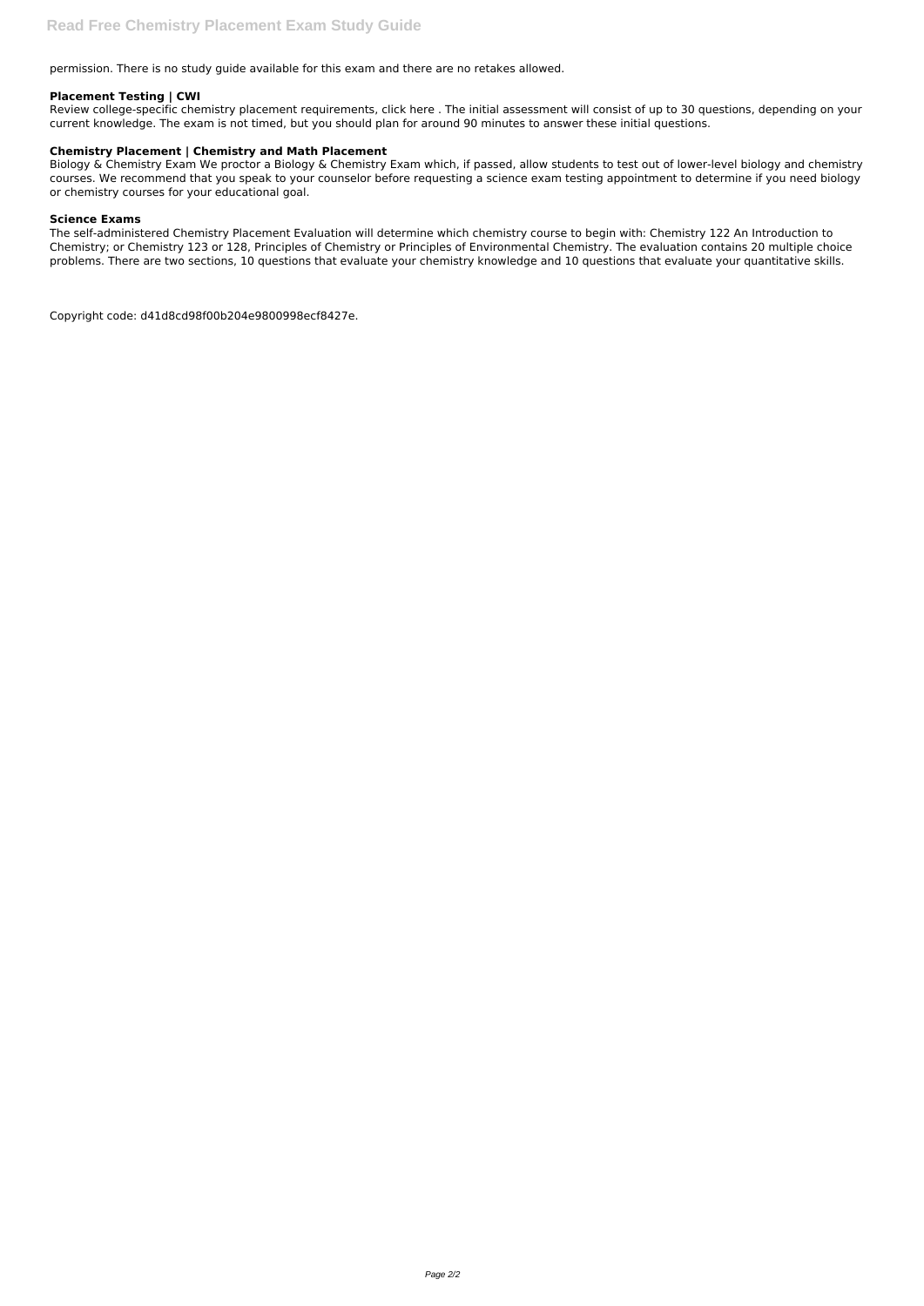permission. There is no study guide available for this exam and there are no retakes allowed.

**Placement Testing | CWI**

Review college-specific chemistry placement requirements, click here . The initial assessment will consist of up to 30 questions, depending on your current knowledge. The exam is not timed, but you should plan for around 90 minutes to answer these initial questions.

**Chemistry Placement | Chemistry and Math Placement**

Biology & Chemistry Exam We proctor a Biology & Chemistry Exam which, if passed, allow students to test out of lower-level biology and chemistry courses. We recommend that you speak to your counselor before requesting a science exam testing appointment to determine if you need biology or chemistry courses for your educational goal.

**Science Exams**

The self-administered Chemistry Placement Evaluation will determine which chemistry course to begin with: Chemistry 122 An Introduction to Chemistry; or Chemistry 123 or 128, Principles of Chemistry or Principles of Environmental Chemistry. The evaluation contains 20 multiple choice problems. There are two sections, 10 questions that evaluate your chemistry knowledge and 10 questions that evaluate your quantitative skills.

Copyright code: d41d8cd98f00b204e9800998ecf8427e.